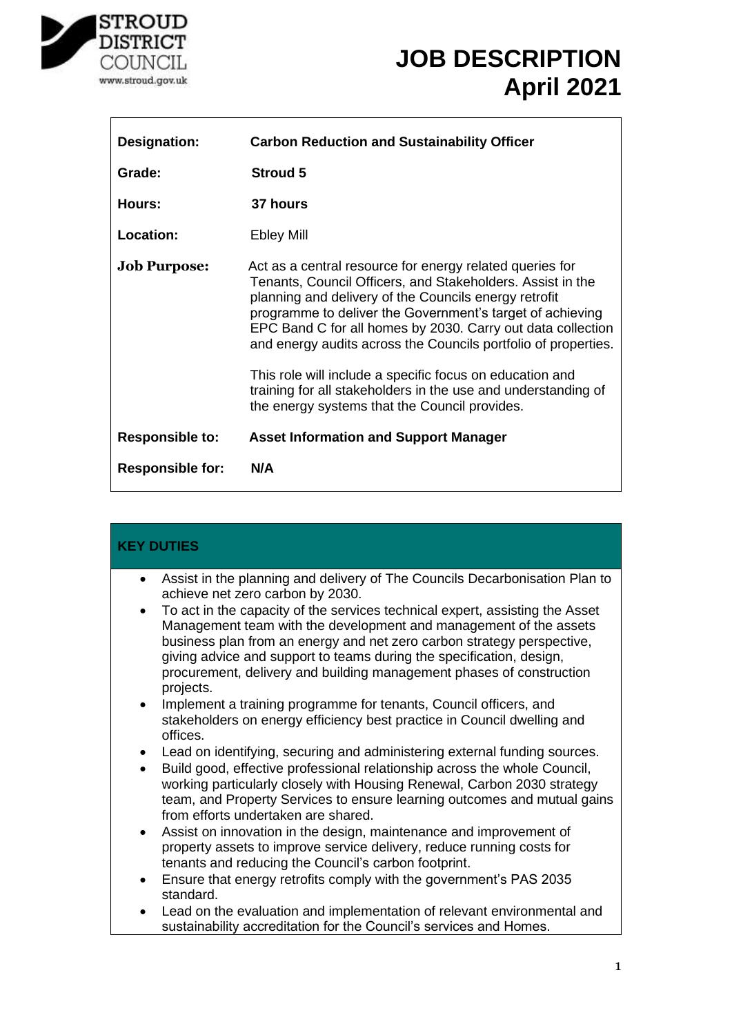STROUD DISTRICT COUNCIL
www.stroud.gov.uk

# JOB DESCRIPTION
# April 2021

| | |
|---|---|
| **Designation:** | **Carbon Reduction and Sustainability Officer** |
| **Grade:** | **Stroud 5** |
| **Hours:** | **37 hours** |
| **Location:** | Ebley Mill |
| **Job Purpose:** | Act as a central resource for energy related queries for Tenants, Council Officers, and Stakeholders. Assist in the planning and delivery of the Councils energy retrofit programme to deliver the Government's target of achieving EPC Band C for all homes by 2030. Carry out data collection and energy audits across the Councils portfolio of properties.<br><br>This role will include a specific focus on education and training for all stakeholders in the use and understanding of the energy systems that the Council provides. |
| **Responsible to:** | **Asset Information and Support Manager** |
| **Responsible for:** | **N/A** |

## KEY DUTIES

- Assist in the planning and delivery of The Councils Decarbonisation Plan to achieve net zero carbon by 2030.
- To act in the capacity of the services technical expert, assisting the Asset Management team with the development and management of the assets business plan from an energy and net zero carbon strategy perspective, giving advice and support to teams during the specification, design, procurement, delivery and building management phases of construction projects.
- Implement a training programme for tenants, Council officers, and stakeholders on energy efficiency best practice in Council dwelling and offices.
- Lead on identifying, securing and administering external funding sources.
- Build good, effective professional relationship across the whole Council, working particularly closely with Housing Renewal, Carbon 2030 strategy team, and Property Services to ensure learning outcomes and mutual gains from efforts undertaken are shared.
- Assist on innovation in the design, maintenance and improvement of property assets to improve service delivery, reduce running costs for tenants and reducing the Council's carbon footprint.
- Ensure that energy retrofits comply with the government's PAS 2035 standard.
- Lead on the evaluation and implementation of relevant environmental and sustainability accreditation for the Council's services and Homes.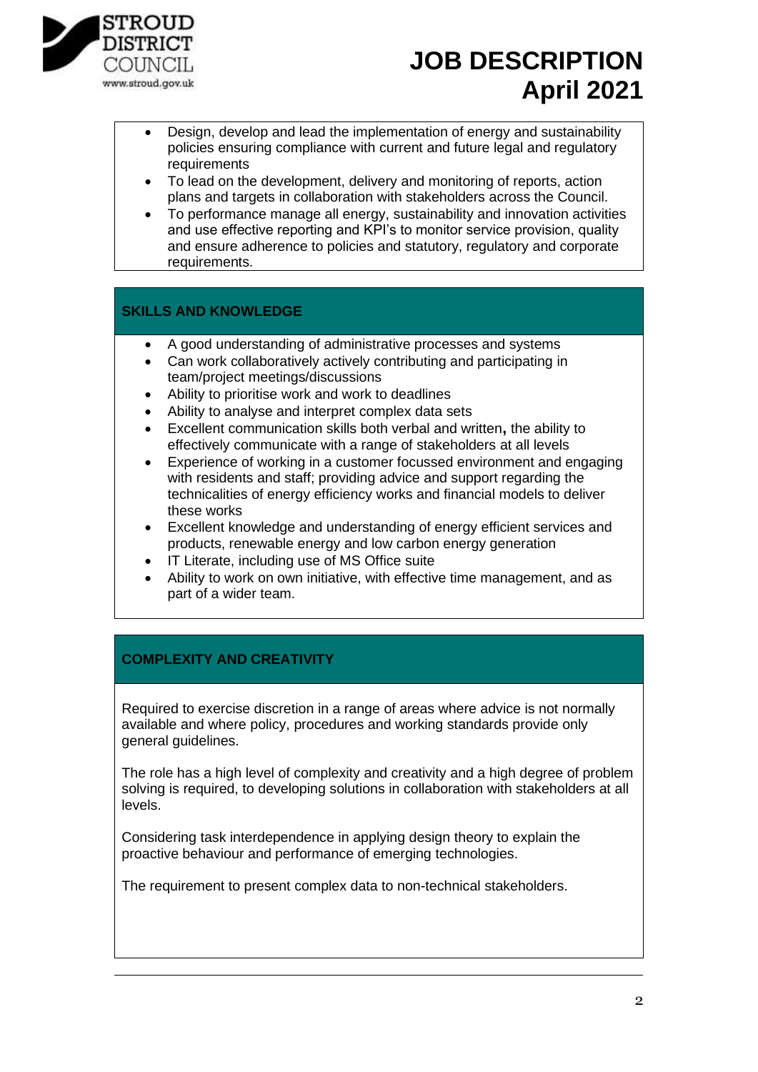- Design, develop and lead the implementation of energy and sustainability policies ensuring compliance with current and future legal and regulatory requirements
- To lead on the development, delivery and monitoring of reports, action plans and targets in collaboration with stakeholders across the Council.
- To performance manage all energy, sustainability and innovation activities and use effective reporting and KPI's to monitor service provision, quality and ensure adherence to policies and statutory, regulatory and corporate requirements.

## SKILLS AND KNOWLEDGE

- A good understanding of administrative processes and systems
- Can work collaboratively actively contributing and participating in team/project meetings/discussions
- Ability to prioritise work and work to deadlines
- Ability to analyse and interpret complex data sets
- Excellent communication skills both verbal and written**,** the ability to effectively communicate with a range of stakeholders at all levels
- Experience of working in a customer focussed environment and engaging with residents and staff; providing advice and support regarding the technicalities of energy efficiency works and financial models to deliver these works
- Excellent knowledge and understanding of energy efficient services and products, renewable energy and low carbon energy generation
- IT Literate, including use of MS Office suite
- Ability to work on own initiative, with effective time management, and as part of a wider team.

## COMPLEXITY AND CREATIVITY

Required to exercise discretion in a range of areas where advice is not normally available and where policy, procedures and working standards provide only general guidelines.

The role has a high level of complexity and creativity and a high degree of problem solving is required, to developing solutions in collaboration with stakeholders at all levels.

Considering task interdependence in applying design theory to explain the proactive behaviour and performance of emerging technologies.

The requirement to present complex data to non-technical stakeholders.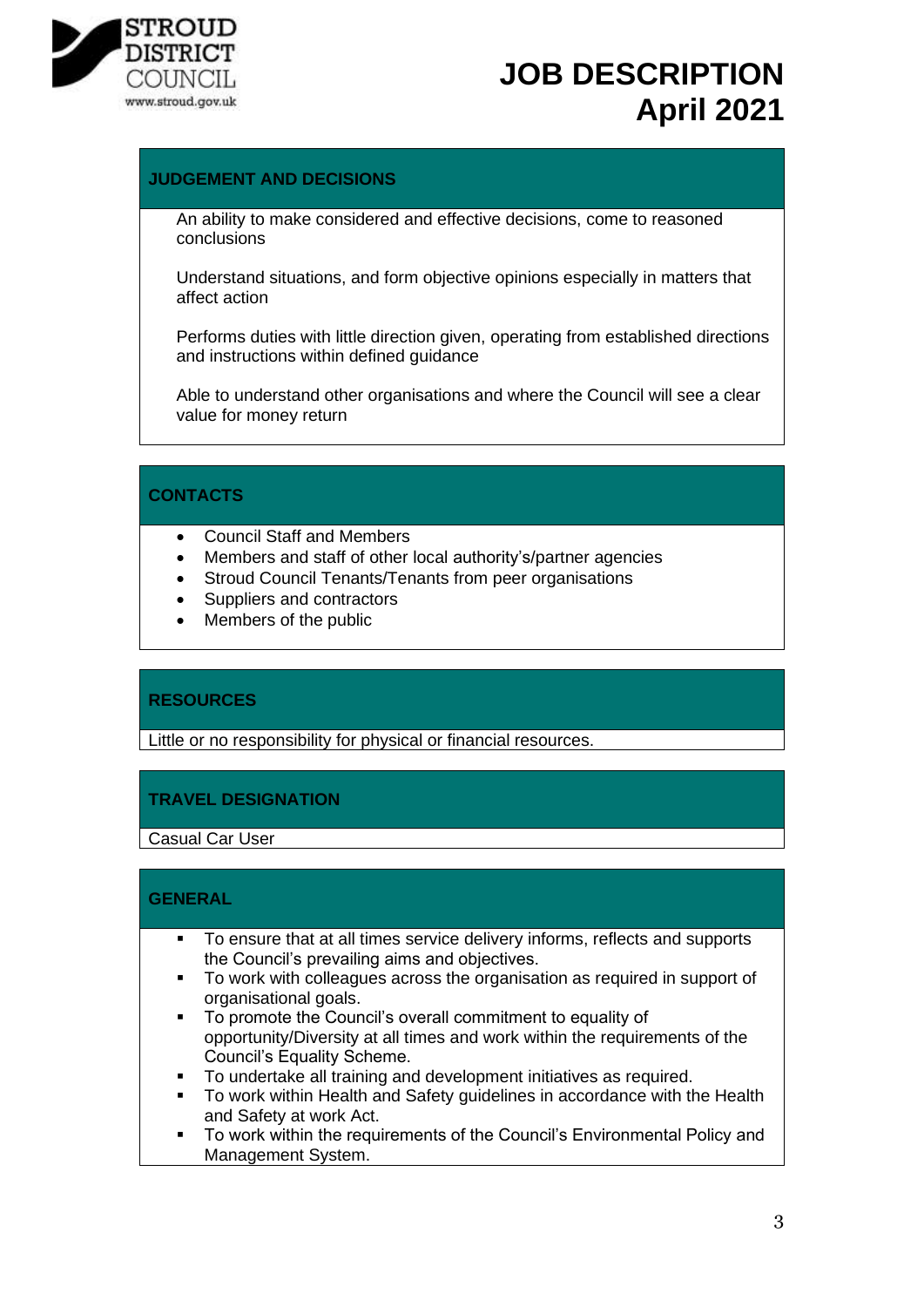## JUDGEMENT AND DECISIONS

An ability to make considered and effective decisions, come to reasoned conclusions

Understand situations, and form objective opinions especially in matters that affect action

Performs duties with little direction given, operating from established directions and instructions within defined guidance

Able to understand other organisations and where the Council will see a clear value for money return

## CONTACTS

- Council Staff and Members
- Members and staff of other local authority's/partner agencies
- Stroud Council Tenants/Tenants from peer organisations
- Suppliers and contractors
- Members of the public

## RESOURCES

Little or no responsibility for physical or financial resources.

## TRAVEL DESIGNATION

Casual Car User

## GENERAL

- To ensure that at all times service delivery informs, reflects and supports the Council's prevailing aims and objectives.
- To work with colleagues across the organisation as required in support of organisational goals.
- To promote the Council's overall commitment to equality of opportunity/Diversity at all times and work within the requirements of the Council's Equality Scheme.
- To undertake all training and development initiatives as required.
- To work within Health and Safety guidelines in accordance with the Health and Safety at work Act.
- To work within the requirements of the Council's Environmental Policy and Management System.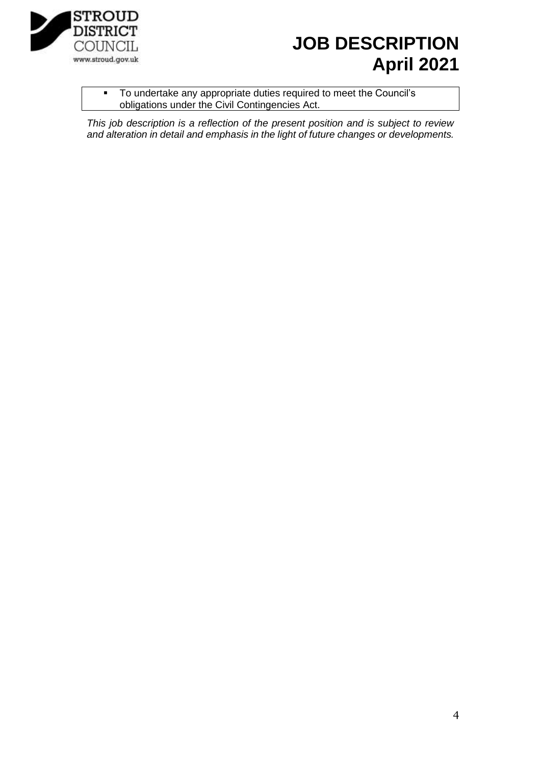- To undertake any appropriate duties required to meet the Council's obligations under the Civil Contingencies Act.

*This job description is a reflection of the present position and is subject to review and alteration in detail and emphasis in the light of future changes or developments.*